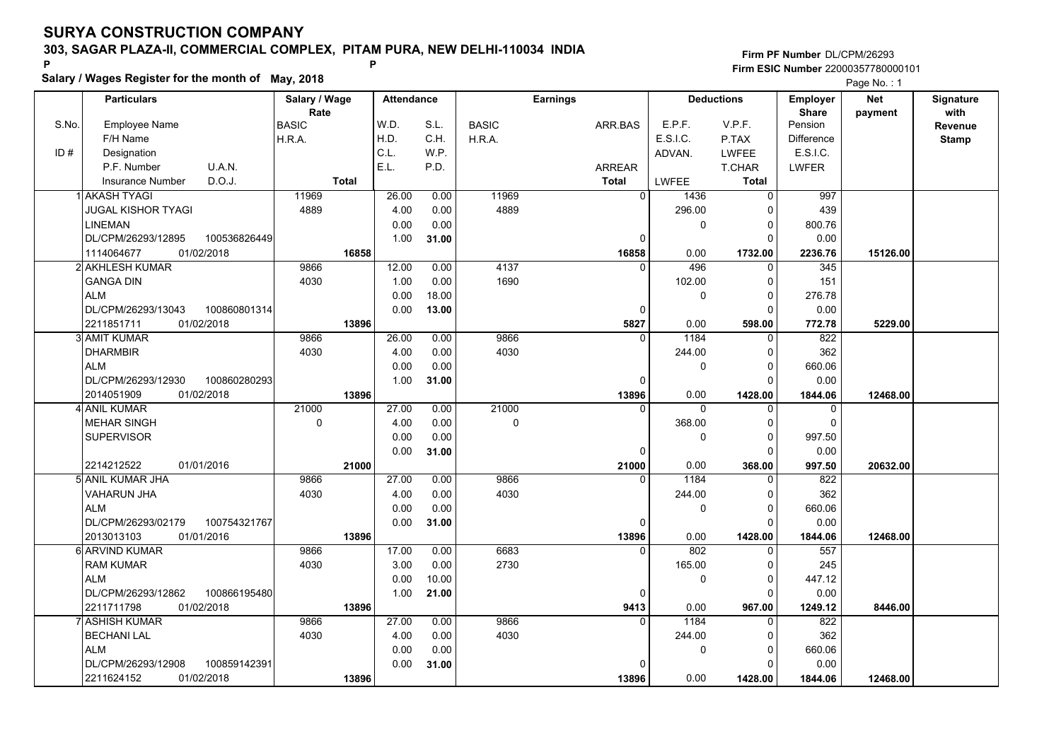# SURYA CONSTRUCTION COMPANY

## 303, SAGAR PLAZA-II, COMMERCIAL COMPLEX, PITAM PURA, NEW DELHI-110034 INDIA

**Salary / Wages Register for the month of May, 2018**

Firm PF Number DL/CPM/26293
Firm ESIC Number 22000357780000101

| S.No. | Particulars: Employee Name / F/H Name / Designation / P.F. Number / U.A.N. / Insurance Number / D.O.J. | Salary / Wage Rate: BASIC / H.R.A. / Total | Attendance: W.D. / H.D. / C.L. / E.L. | Attendance: S.L. / C.H. / W.P. / P.D. | Earnings: BASIC / H.R.A. | Earnings: ARR.BAS / ARREAR / Total | Deductions: E.P.F. / E.S.I.C. / ADVAN. / LWFEE | Deductions: V.P.F. / P.TAX / LWFEE / T.CHAR / Total | Employer Share: Pension / Difference / E.S.I.C. / LWFER | Net payment | Signature with Revenue Stamp |
|---|---|---|---|---|---|---|---|---|---|---|---|
| 1 | AKASH TYAGI / JUGAL KISHOR TYAGI / LINEMAN / DL/CPM/26293/12895 / 100536826449 / 1114064677 / 01/02/2018 | 11969 / 4889 / 16858 | 26.00 / 4.00 / 0.00 / 1.00 | 0.00 / 0.00 / 0.00 / 31.00 | 11969 / 4889 | 0 / 0 / 16858 | 1436 / 296.00 / 0 / 0.00 | 0 / 0 / 0 / 0 / 1732.00 | 997 / 439 / 800.76 / 0.00 / 2236.76 | 15126.00 | |
| 2 | AKHLESH KUMAR / GANGA DIN / ALM / DL/CPM/26293/13043 / 100860801314 / 2211851711 / 01/02/2018 | 9866 / 4030 / 13896 | 12.00 / 1.00 / 0.00 / 0.00 | 0.00 / 0.00 / 18.00 / 13.00 | 4137 / 1690 | 0 / 0 / 5827 | 496 / 102.00 / 0 / 0.00 | 0 / 0 / 0 / 0 / 598.00 | 345 / 151 / 276.78 / 0.00 / 772.78 | 5229.00 | |
| 3 | AMIT KUMAR / DHARMBIR / ALM / DL/CPM/26293/12930 / 100860280293 / 2014051909 / 01/02/2018 | 9866 / 4030 / 13896 | 26.00 / 4.00 / 0.00 / 1.00 | 0.00 / 0.00 / 0.00 / 31.00 | 9866 / 4030 | 0 / 0 / 13896 | 1184 / 244.00 / 0 / 0.00 | 0 / 0 / 0 / 0 / 1428.00 | 822 / 362 / 660.06 / 0.00 / 1844.06 | 12468.00 | |
| 4 | ANIL KUMAR / MEHAR SINGH / SUPERVISOR / 2214212522 / 01/01/2016 | 21000 / 0 / 21000 | 27.00 / 4.00 / 0.00 / 0.00 | 0.00 / 0.00 / 0.00 / 31.00 | 21000 / 0 | 0 / 0 / 21000 | 0 / 368.00 / 0 / 0.00 | 0 / 0 / 0 / 0 / 368.00 | 0 / 0 / 997.50 / 0.00 / 997.50 | 20632.00 | |
| 5 | ANIL KUMAR JHA / VAHARUN JHA / ALM / DL/CPM/26293/02179 / 100754321767 / 2013013103 / 01/01/2016 | 9866 / 4030 / 13896 | 27.00 / 4.00 / 0.00 / 0.00 | 0.00 / 0.00 / 0.00 / 31.00 | 9866 / 4030 | 0 / 0 / 13896 | 1184 / 244.00 / 0 / 0.00 | 0 / 0 / 0 / 0 / 1428.00 | 822 / 362 / 660.06 / 0.00 / 1844.06 | 12468.00 | |
| 6 | ARVIND KUMAR / RAM KUMAR / ALM / DL/CPM/26293/12862 / 100866195480 / 2211711798 / 01/02/2018 | 9866 / 4030 / 13896 | 17.00 / 3.00 / 0.00 / 1.00 | 0.00 / 0.00 / 10.00 / 21.00 | 6683 / 2730 | 0 / 0 / 9413 | 802 / 165.00 / 0 / 0.00 | 0 / 0 / 0 / 0 / 967.00 | 557 / 245 / 447.12 / 0.00 / 1249.12 | 8446.00 | |
| 7 | ASHISH KUMAR / BECHANI LAL / ALM / DL/CPM/26293/12908 / 100859142391 / 2211624152 / 01/02/2018 | 9866 / 4030 / 13896 | 27.00 / 4.00 / 0.00 / 0.00 | 0.00 / 0.00 / 0.00 / 31.00 | 9866 / 4030 | 0 / 0 / 13896 | 1184 / 244.00 / 0 / 0.00 | 0 / 0 / 0 / 0 / 1428.00 | 822 / 362 / 660.06 / 0.00 / 1844.06 | 12468.00 | |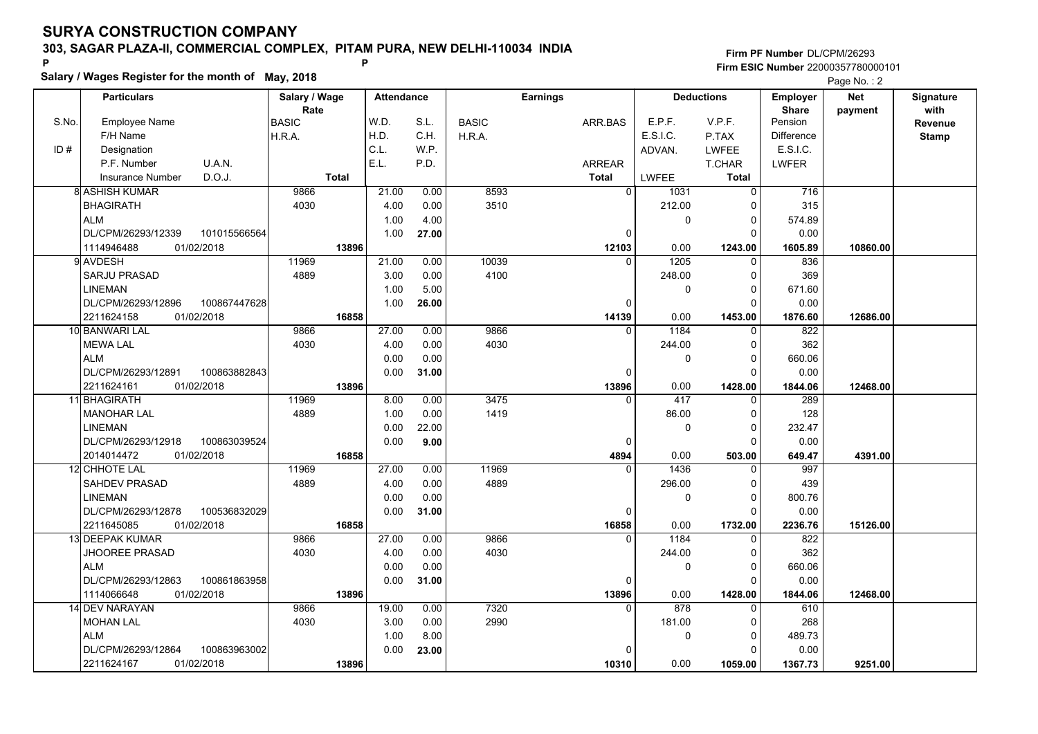# SURYA CONSTRUCTION COMPANY

## 303, SAGAR PLAZA-II, COMMERCIAL COMPLEX, PITAM PURA, NEW DELHI-110034 INDIA

**Salary / Wages Register for the month of May, 2018**

Firm PF Number DL/CPM/26293
Firm ESIC Number 22000357780000101

| S.No. / ID # | Particulars: Employee Name / F/H Name / Designation / P.F. Number, U.A.N. / Insurance Number, D.O.J. | Salary / Wage Rate: BASIC / H.R.A. / Total | Attendance: W.D. / H.D. / C.L. / E.L. | Attendance: S.L. / C.H. / W.P. / P.D. | Earnings: BASIC / H.R.A. | Earnings: ARR.BAS / ARREAR / Total | Deductions: E.P.F. / E.S.I.C. / ADVAN. / LWFEE | Deductions: V.P.F. / P.TAX / LWFEE / T.CHAR / Total | Employer Share: Pension / Difference / E.S.I.C. / LWFER | Net payment | Signature with Revenue Stamp |
|---|---|---|---|---|---|---|---|---|---|---|---|
| 8 | ASHISH KUMAR / BHAGIRATH / ALM / DL/CPM/26293/12339, 101015566564 / 1114946488, 01/02/2018 | 9866 / 4030 / 13896 | 21.00 / 4.00 / 1.00 / 1.00 | 0.00 / 0.00 / 4.00 / 27.00 | 8593 / 3510 | 0 / 0 / 12103 | 1031 / 212.00 / 0 / 0.00 | 0 / 0 / 0 / 0 / 1243.00 | 716 / 315 / 574.89 / 0.00 / 1605.89 | 10860.00 | |
| 9 | AVDESH / SARJU PRASAD / LINEMAN / DL/CPM/26293/12896, 100867447628 / 2211624158, 01/02/2018 | 11969 / 4889 / 16858 | 21.00 / 3.00 / 1.00 / 1.00 | 0.00 / 0.00 / 5.00 / 26.00 | 10039 / 4100 | 0 / 0 / 14139 | 1205 / 248.00 / 0 / 0.00 | 0 / 0 / 0 / 0 / 1453.00 | 836 / 369 / 671.60 / 0.00 / 1876.60 | 12686.00 | |
| 10 | BANWARI LAL / MEWA LAL / ALM / DL/CPM/26293/12891, 100863882843 / 2211624161, 01/02/2018 | 9866 / 4030 / 13896 | 27.00 / 4.00 / 0.00 / 0.00 | 0.00 / 0.00 / 0.00 / 31.00 | 9866 / 4030 | 0 / 0 / 13896 | 1184 / 244.00 / 0 / 0.00 | 0 / 0 / 0 / 0 / 1428.00 | 822 / 362 / 660.06 / 0.00 / 1844.06 | 12468.00 | |
| 11 | BHAGIRATH / MANOHAR LAL / LINEMAN / DL/CPM/26293/12918, 100863039524 / 2014014472, 01/02/2018 | 11969 / 4889 / 16858 | 8.00 / 1.00 / 0.00 / 0.00 | 0.00 / 0.00 / 22.00 / 9.00 | 3475 / 1419 | 0 / 0 / 4894 | 417 / 86.00 / 0 / 0.00 | 0 / 0 / 0 / 0 / 503.00 | 289 / 128 / 232.47 / 0.00 / 649.47 | 4391.00 | |
| 12 | CHHOTE LAL / SAHDEV PRASAD / LINEMAN / DL/CPM/26293/12878, 100536832029 / 2211645085, 01/02/2018 | 11969 / 4889 / 16858 | 27.00 / 4.00 / 0.00 / 0.00 | 0.00 / 0.00 / 0.00 / 31.00 | 11969 / 4889 | 0 / 0 / 16858 | 1436 / 296.00 / 0 / 0.00 | 0 / 0 / 0 / 0 / 1732.00 | 997 / 439 / 800.76 / 0.00 / 2236.76 | 15126.00 | |
| 13 | DEEPAK KUMAR / JHOOREE PRASAD / ALM / DL/CPM/26293/12863, 100861863958 / 1114066648, 01/02/2018 | 9866 / 4030 / 13896 | 27.00 / 4.00 / 0.00 / 0.00 | 0.00 / 0.00 / 0.00 / 31.00 | 9866 / 4030 | 0 / 0 / 13896 | 1184 / 244.00 / 0 / 0.00 | 0 / 0 / 0 / 0 / 1428.00 | 822 / 362 / 660.06 / 0.00 / 1844.06 | 12468.00 | |
| 14 | DEV NARAYAN / MOHAN LAL / ALM / DL/CPM/26293/12864, 100863963002 / 2211624167, 01/02/2018 | 9866 / 4030 / 13896 | 19.00 / 3.00 / 1.00 / 0.00 | 0.00 / 0.00 / 8.00 / 23.00 | 7320 / 2990 | 0 / 0 / 10310 | 878 / 181.00 / 0 / 0.00 | 0 / 0 / 0 / 0 / 1059.00 | 610 / 268 / 489.73 / 0.00 / 1367.73 | 9251.00 | |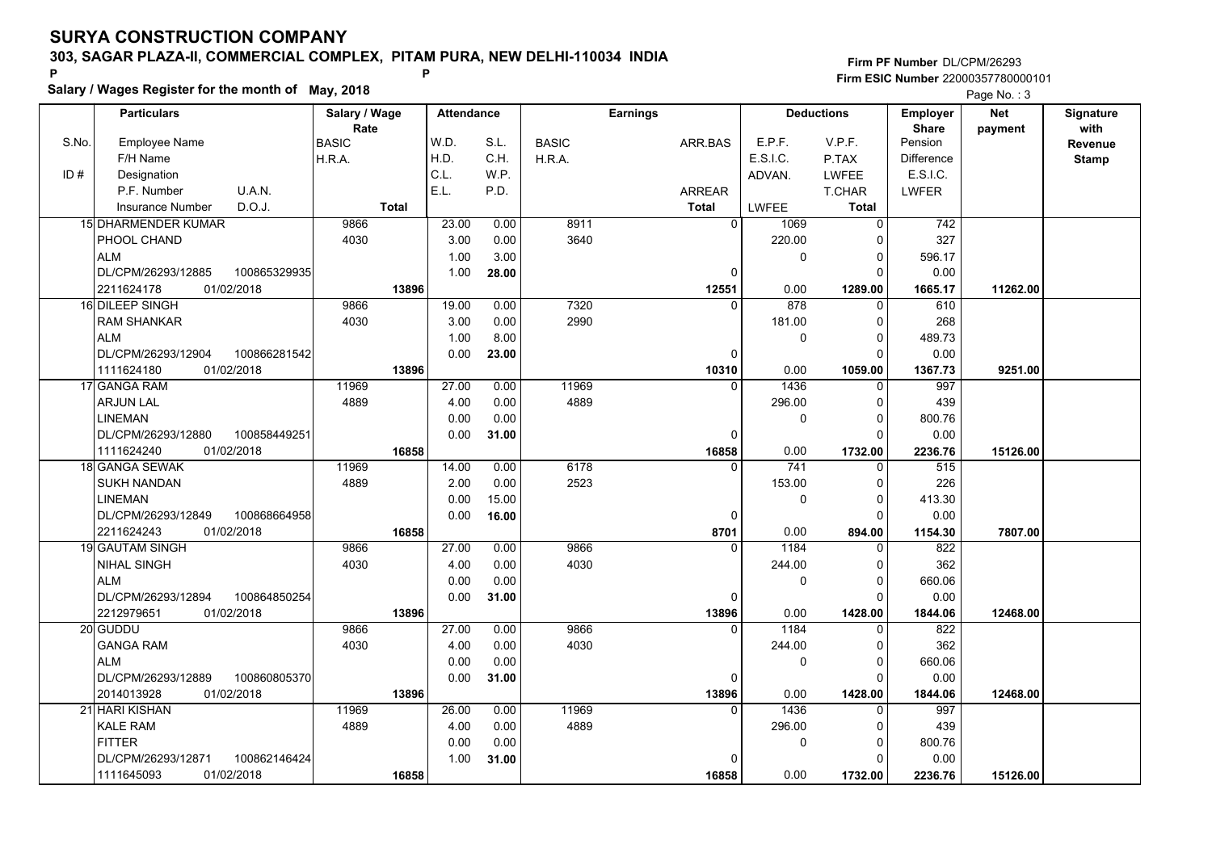# SURYA CONSTRUCTION COMPANY

## 303, SAGAR PLAZA-II, COMMERCIAL COMPLEX, PITAM PURA, NEW DELHI-110034 INDIA

**Salary / Wages Register for the month of May, 2018**

Firm PF Number DL/CPM/26293
Firm ESIC Number 22000357780000101

| S.No. | Particulars<br>Employee Name<br>F/H Name<br>ID # Designation<br>P.F. Number / U.A.N.<br>Insurance Number / D.O.J. | Salary / Wage Rate<br>BASIC<br>H.R.A.<br><br>Total | Attendance<br>W.D. / S.L.<br>H.D. / C.H.<br>C.L. / W.P.<br>E.L. / P.D. | Earnings<br>BASIC / ARR.BAS<br>H.R.A.<br><br>ARREAR<br>Total | Deductions<br>E.P.F. / V.P.F.<br>E.S.I.C. / P.TAX<br>ADVAN. / LWFEE<br>T.CHAR<br>LWFEE / Total | Employer Share<br>Pension<br>Difference<br>E.S.I.C.<br>LWFER | Net payment | Signature with Revenue Stamp |
|---|---|---|---|---|---|---|---|---|
| 15 | DHARMENDER KUMAR<br>PHOOL CHAND<br>ALM<br>DL/CPM/26293/12885 / 100865329935<br>2211624178 / 01/02/2018 | 9866<br>4030<br><br>13896 | 23.00 / 0.00<br>3.00 / 0.00<br>1.00 / 3.00<br>1.00 / 28.00 | 8911 / 0<br>3640<br><br>0<br>12551 | 1069 / 0<br>220.00 / 0<br>0 / 0<br>0<br>0.00 / 1289.00 | 742<br>327<br>596.17<br>0.00<br>1665.17 | 11262.00 | |
| 16 | DILEEP SINGH<br>RAM SHANKAR<br>ALM<br>DL/CPM/26293/12904 / 100866281542<br>1111624180 / 01/02/2018 | 9866<br>4030<br><br>13896 | 19.00 / 0.00<br>3.00 / 0.00<br>1.00 / 8.00<br>0.00 / 23.00 | 7320 / 0<br>2990<br><br>0<br>10310 | 878 / 0<br>181.00 / 0<br>0 / 0<br>0<br>0.00 / 1059.00 | 610<br>268<br>489.73<br>0.00<br>1367.73 | 9251.00 | |
| 17 | GANGA RAM<br>ARJUN LAL<br>LINEMAN<br>DL/CPM/26293/12880 / 100858449251<br>1111624240 / 01/02/2018 | 11969<br>4889<br><br>16858 | 27.00 / 0.00<br>4.00 / 0.00<br>0.00 / 0.00<br>0.00 / 31.00 | 11969 / 0<br>4889<br><br>0<br>16858 | 1436 / 0<br>296.00 / 0<br>0 / 0<br>0<br>0.00 / 1732.00 | 997<br>439<br>800.76<br>0.00<br>2236.76 | 15126.00 | |
| 18 | GANGA SEWAK<br>SUKH NANDAN<br>LINEMAN<br>DL/CPM/26293/12849 / 100868664958<br>2211624243 / 01/02/2018 | 11969<br>4889<br><br>16858 | 14.00 / 0.00<br>2.00 / 0.00<br>0.00 / 15.00<br>0.00 / 16.00 | 6178 / 0<br>2523<br><br>0<br>8701 | 741 / 0<br>153.00 / 0<br>0 / 0<br>0<br>0.00 / 894.00 | 515<br>226<br>413.30<br>0.00<br>1154.30 | 7807.00 | |
| 19 | GAUTAM SINGH<br>NIHAL SINGH<br>ALM<br>DL/CPM/26293/12894 / 100864850254<br>2212979651 / 01/02/2018 | 9866<br>4030<br><br>13896 | 27.00 / 0.00<br>4.00 / 0.00<br>0.00 / 0.00<br>0.00 / 31.00 | 9866 / 0<br>4030<br><br>0<br>13896 | 1184 / 0<br>244.00 / 0<br>0 / 0<br>0<br>0.00 / 1428.00 | 822<br>362<br>660.06<br>0.00<br>1844.06 | 12468.00 | |
| 20 | GUDDU<br>GANGA RAM<br>ALM<br>DL/CPM/26293/12889 / 100860805370<br>2014013928 / 01/02/2018 | 9866<br>4030<br><br>13896 | 27.00 / 0.00<br>4.00 / 0.00<br>0.00 / 0.00<br>0.00 / 31.00 | 9866 / 0<br>4030<br><br>0<br>13896 | 1184 / 0<br>244.00 / 0<br>0 / 0<br>0<br>0.00 / 1428.00 | 822<br>362<br>660.06<br>0.00<br>1844.06 | 12468.00 | |
| 21 | HARI KISHAN<br>KALE RAM<br>FITTER<br>DL/CPM/26293/12871 / 100862146424<br>1111645093 / 01/02/2018 | 11969<br>4889<br><br>16858 | 26.00 / 0.00<br>4.00 / 0.00<br>0.00 / 0.00<br>1.00 / 31.00 | 11969 / 0<br>4889<br><br>0<br>16858 | 1436 / 0<br>296.00 / 0<br>0 / 0<br>0<br>0.00 / 1732.00 | 997<br>439<br>800.76<br>0.00<br>2236.76 | 15126.00 | |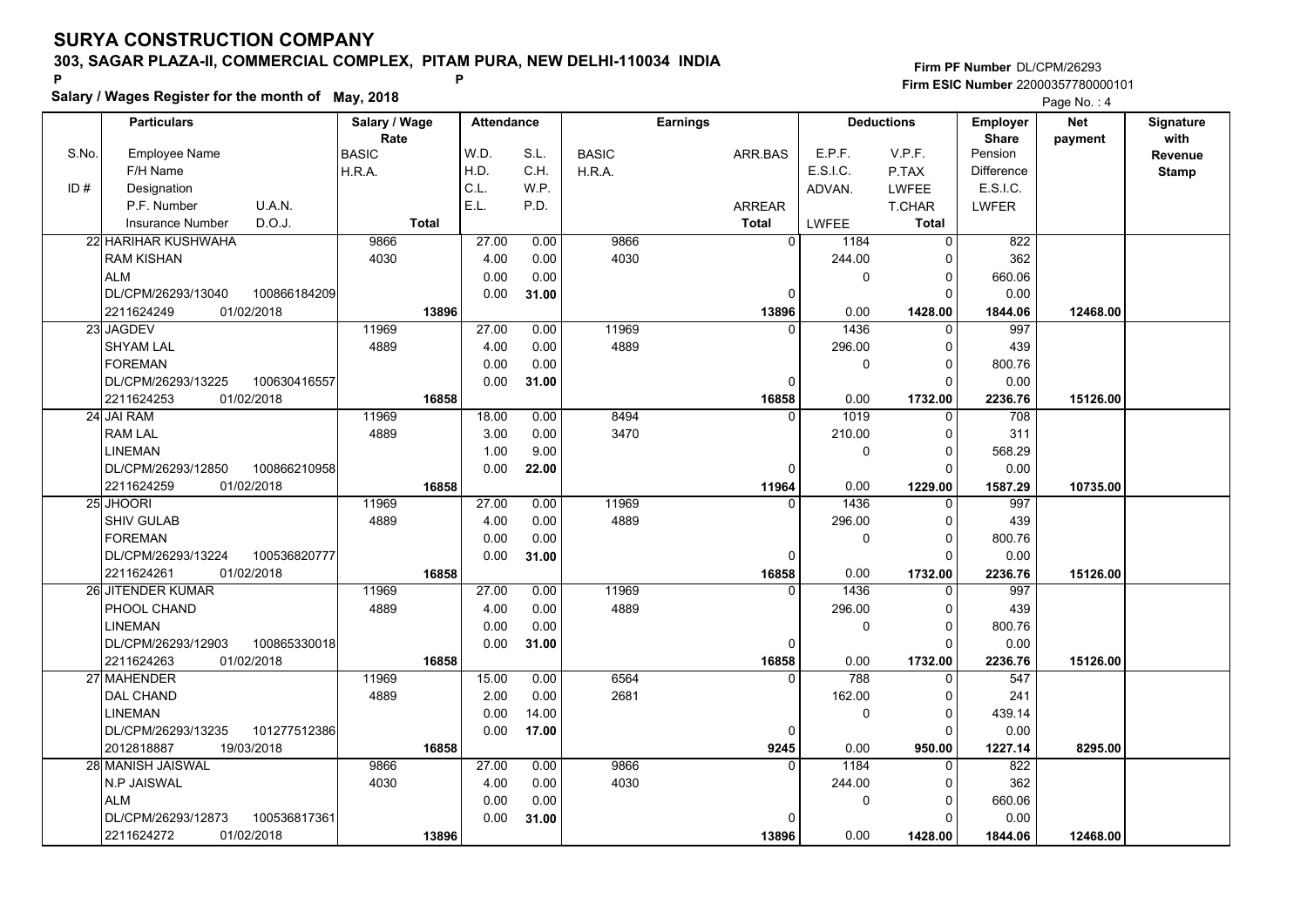# SURYA CONSTRUCTION COMPANY

## 303, SAGAR PLAZA-II, COMMERCIAL COMPLEX, PITAM PURA, NEW DELHI-110034 INDIA

**Salary / Wages Register for the month of May, 2018**

Firm PF Number DL/CPM/26293
Firm ESIC Number 22000357780000101

| S.No. | Particulars (Employee Name / F/H Name / ID # Designation / P.F. Number, U.A.N. / Insurance Number, D.O.J.) | Salary / Wage Rate (BASIC / H.R.A. / Total) | Attendance (W.D. / H.D. / C.L. / E.L.) | Attendance (S.L. / C.H. / W.P. / P.D.) | Earnings (BASIC / H.R.A.) | Earnings (ARR.BAS / ARREAR / Total) | Deductions (E.P.F. / E.S.I.C. / ADVAN. / LWFEE) | Deductions (V.P.F. / P.TAX / LWFEE / T.CHAR / Total) | Employer Share (Pension / Difference / E.S.I.C. / LWFER) | Net payment | Signature with Revenue Stamp |
|---|---|---|---|---|---|---|---|---|---|---|---|
| 22 | HARIHAR KUSHWAHA / RAM KISHAN / ALM / DL/CPM/26293/13040, 100866184209 / 2211624249, 01/02/2018 | 9866 / 4030 / 13896 | 27.00 / 4.00 / 0.00 / 0.00 | 0.00 / 0.00 / 0.00 / 31.00 | 9866 / 4030 | 0 / 0 / 13896 | 1184 / 244.00 / 0 / 0.00 | 0 / 0 / 0 / 0 / 1428.00 | 822 / 362 / 660.06 / 0.00 / 1844.06 | 12468.00 | |
| 23 | JAGDEV / SHYAM LAL / FOREMAN / DL/CPM/26293/13225, 100630416557 / 2211624253, 01/02/2018 | 11969 / 4889 / 16858 | 27.00 / 4.00 / 0.00 / 0.00 | 0.00 / 0.00 / 0.00 / 31.00 | 11969 / 4889 | 0 / 0 / 16858 | 1436 / 296.00 / 0 / 0.00 | 0 / 0 / 0 / 0 / 1732.00 | 997 / 439 / 800.76 / 0.00 / 2236.76 | 15126.00 | |
| 24 | JAI RAM / RAM LAL / LINEMAN / DL/CPM/26293/12850, 100866210958 / 2211624259, 01/02/2018 | 11969 / 4889 / 16858 | 18.00 / 3.00 / 1.00 / 0.00 | 0.00 / 0.00 / 9.00 / 22.00 | 8494 / 3470 | 0 / 0 / 11964 | 1019 / 210.00 / 0 / 0.00 | 0 / 0 / 0 / 0 / 1229.00 | 708 / 311 / 568.29 / 0.00 / 1587.29 | 10735.00 | |
| 25 | JHOORI / SHIV GULAB / FOREMAN / DL/CPM/26293/13224, 100536820777 / 2211624261, 01/02/2018 | 11969 / 4889 / 16858 | 27.00 / 4.00 / 0.00 / 0.00 | 0.00 / 0.00 / 0.00 / 31.00 | 11969 / 4889 | 0 / 0 / 16858 | 1436 / 296.00 / 0 / 0.00 | 0 / 0 / 0 / 0 / 1732.00 | 997 / 439 / 800.76 / 0.00 / 2236.76 | 15126.00 | |
| 26 | JITENDER KUMAR / PHOOL CHAND / LINEMAN / DL/CPM/26293/12903, 100865330018 / 2211624263, 01/02/2018 | 11969 / 4889 / 16858 | 27.00 / 4.00 / 0.00 / 0.00 | 0.00 / 0.00 / 0.00 / 31.00 | 11969 / 4889 | 0 / 0 / 16858 | 1436 / 296.00 / 0 / 0.00 | 0 / 0 / 0 / 0 / 1732.00 | 997 / 439 / 800.76 / 0.00 / 2236.76 | 15126.00 | |
| 27 | MAHENDER / DAL CHAND / LINEMAN / DL/CPM/26293/13235, 101277512386 / 2012818887, 19/03/2018 | 11969 / 4889 / 16858 | 15.00 / 2.00 / 0.00 / 0.00 | 0.00 / 0.00 / 14.00 / 17.00 | 6564 / 2681 | 0 / 0 / 9245 | 788 / 162.00 / 0 / 0.00 | 0 / 0 / 0 / 0 / 950.00 | 547 / 241 / 439.14 / 0.00 / 1227.14 | 8295.00 | |
| 28 | MANISH JAISWAL / N.P JAISWAL / ALM / DL/CPM/26293/12873, 100536817361 / 2211624272, 01/02/2018 | 9866 / 4030 / 13896 | 27.00 / 4.00 / 0.00 / 0.00 | 0.00 / 0.00 / 0.00 / 31.00 | 9866 / 4030 | 0 / 0 / 13896 | 1184 / 244.00 / 0 / 0.00 | 0 / 0 / 0 / 0 / 1428.00 | 822 / 362 / 660.06 / 0.00 / 1844.06 | 12468.00 | |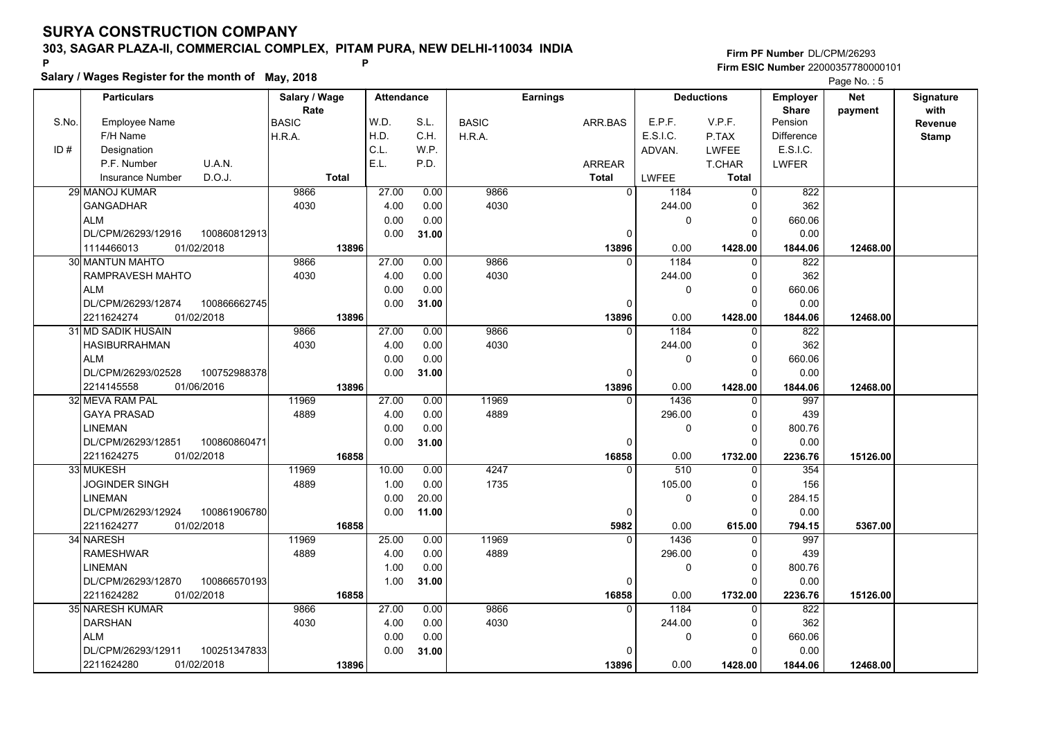# SURYA CONSTRUCTION COMPANY

## 303, SAGAR PLAZA-II, COMMERCIAL COMPLEX, PITAM PURA, NEW DELHI-110034 INDIA

P P

**Salary / Wages Register for the month of May, 2018**

**Firm PF Number** DL/CPM/26293
**Firm ESIC Number** 22000357780000101

| S.No. | Employee Name / F/H Name / Designation / P.F. Number / U.A.N. / Insurance Number / D.O.J. | Salary / Wage Rate: BASIC / H.R.A. / Total | Attendance: W.D. / H.D. / C.L. / E.L. | Attendance: S.L. / C.H. / W.P. / P.D. | Earnings: BASIC / H.R.A. | Earnings: ARR.BAS / ARREAR / Total | Deductions: E.P.F. / E.S.I.C. / ADVAN. / LWFEE | Deductions: V.P.F. / P.TAX / LWFEE / T.CHAR / Total | Employer Share: Pension / Difference / E.S.I.C. / LWFER | Net payment | Signature with Revenue Stamp |
|---|---|---|---|---|---|---|---|---|---|---|---|
| 29 | MANOJ KUMAR<br>GANGADHAR<br>ALM<br>DL/CPM/26293/12916 100860812913<br>1114466013 01/02/2018 | 9866<br>4030<br>**13896** | 27.00<br>4.00<br>0.00<br>0.00 | 0.00<br>0.00<br>0.00<br>**31.00** | 9866<br>4030 | 0<br>0<br>**13896** | 1184<br>244.00<br>0<br>0.00 | 0<br>0<br>0<br>0<br>**1428.00** | 822<br>362<br>660.06<br>0.00<br>**1844.06** | **12468.00** | |
| 30 | MANTUN MAHTO<br>RAMPRAVESH MAHTO<br>ALM<br>DL/CPM/26293/12874 100866662745<br>2211624274 01/02/2018 | 9866<br>4030<br>**13896** | 27.00<br>4.00<br>0.00<br>0.00 | 0.00<br>0.00<br>0.00<br>**31.00** | 9866<br>4030 | 0<br>0<br>**13896** | 1184<br>244.00<br>0<br>0.00 | 0<br>0<br>0<br>0<br>**1428.00** | 822<br>362<br>660.06<br>0.00<br>**1844.06** | **12468.00** | |
| 31 | MD SADIK HUSAIN<br>HASIBURRAHMAN<br>ALM<br>DL/CPM/26293/02528 100752988378<br>2214145558 01/06/2016 | 9866<br>4030<br>**13896** | 27.00<br>4.00<br>0.00<br>0.00 | 0.00<br>0.00<br>0.00<br>**31.00** | 9866<br>4030 | 0<br>0<br>**13896** | 1184<br>244.00<br>0<br>0.00 | 0<br>0<br>0<br>0<br>**1428.00** | 822<br>362<br>660.06<br>0.00<br>**1844.06** | **12468.00** | |
| 32 | MEVA RAM PAL<br>GAYA PRASAD<br>LINEMAN<br>DL/CPM/26293/12851 100860860471<br>2211624275 01/02/2018 | 11969<br>4889<br>**16858** | 27.00<br>4.00<br>0.00<br>0.00 | 0.00<br>0.00<br>0.00<br>**31.00** | 11969<br>4889 | 0<br>0<br>**16858** | 1436<br>296.00<br>0<br>0.00 | 0<br>0<br>0<br>0<br>**1732.00** | 997<br>439<br>800.76<br>0.00<br>**2236.76** | **15126.00** | |
| 33 | MUKESH<br>JOGINDER SINGH<br>LINEMAN<br>DL/CPM/26293/12924 100861906780<br>2211624277 01/02/2018 | 11969<br>4889<br>**16858** | 10.00<br>1.00<br>0.00<br>0.00 | 0.00<br>0.00<br>20.00<br>**11.00** | 4247<br>1735 | 0<br>0<br>**5982** | 510<br>105.00<br>0<br>0.00 | 0<br>0<br>0<br>0<br>**615.00** | 354<br>156<br>284.15<br>0.00<br>**794.15** | **5367.00** | |
| 34 | NARESH<br>RAMESHWAR<br>LINEMAN<br>DL/CPM/26293/12870 100866570193<br>2211624282 01/02/2018 | 11969<br>4889<br>**16858** | 25.00<br>4.00<br>1.00<br>1.00 | 0.00<br>0.00<br>0.00<br>**31.00** | 11969<br>4889 | 0<br>0<br>**16858** | 1436<br>296.00<br>0<br>0.00 | 0<br>0<br>0<br>0<br>**1732.00** | 997<br>439<br>800.76<br>0.00<br>**2236.76** | **15126.00** | |
| 35 | NARESH KUMAR<br>DARSHAN<br>ALM<br>DL/CPM/26293/12911 100251347833<br>2211624280 01/02/2018 | 9866<br>4030<br>**13896** | 27.00<br>4.00<br>0.00<br>0.00 | 0.00<br>0.00<br>0.00<br>**31.00** | 9866<br>4030 | 0<br>0<br>**13896** | 1184<br>244.00<br>0<br>0.00 | 0<br>0<br>0<br>0<br>**1428.00** | 822<br>362<br>660.06<br>0.00<br>**1844.06** | **12468.00** | |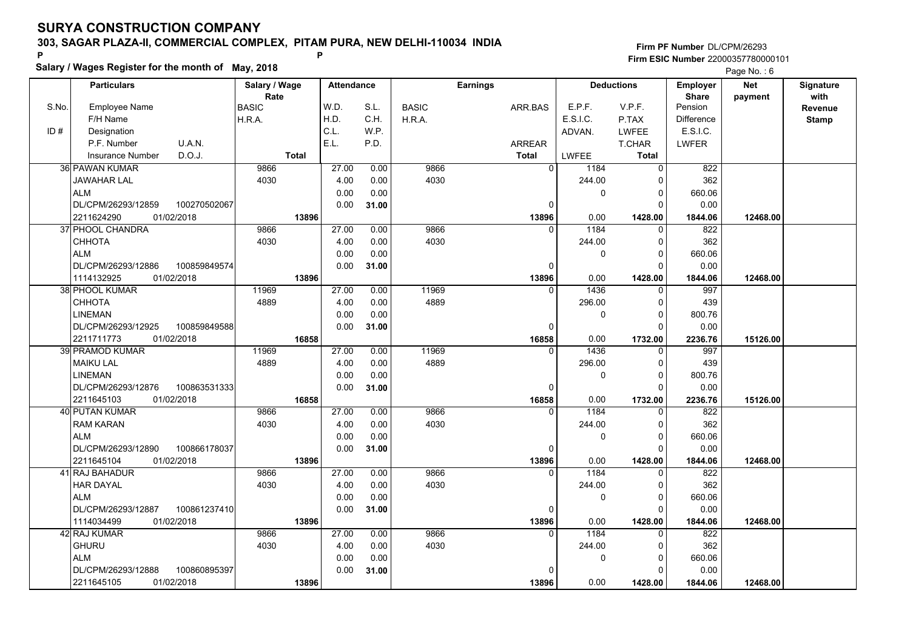# SURYA CONSTRUCTION COMPANY

## 303, SAGAR PLAZA-II, COMMERCIAL COMPLEX, PITAM PURA, NEW DELHI-110034 INDIA

**Salary / Wages Register for the month of May, 2018**

Firm PF Number DL/CPM/26293
Firm ESIC Number 22000357780000101

| S.No. | Employee Name / F/H Name / ID # Designation / P.F. Number U.A.N. / Insurance Number D.O.J. | Salary / Wage Rate BASIC / H.R.A. / Total | W.D. / H.D. / C.L. / E.L. | S.L. / C.H. / W.P. / P.D. | BASIC / H.R.A. | ARR.BAS / ARREAR / Total | E.P.F. / E.S.I.C. / ADVAN. / LWFEE | V.P.F. / P.TAX / LWFEE / T.CHAR / Total | Employer Share Pension / Difference / E.S.I.C. / LWFER | Net payment | Signature with Revenue Stamp |
|---|---|---|---|---|---|---|---|---|---|---|---|
| 36 | PAWAN KUMAR / JAWAHAR LAL / ALM / DL/CPM/26293/12859 100270502067 / 2211624290 01/02/2018 | 9866 / 4030 / 13896 | 27.00 / 4.00 / 0.00 / 0.00 | 0.00 / 0.00 / 0.00 / 31.00 | 9866 / 4030 | 0 / 0 / 13896 | 1184 / 244.00 / 0 / 0.00 | 0 / 0 / 0 / 0 / 1428.00 | 822 / 362 / 660.06 / 0.00 / 1844.06 | 12468.00 | |
| 37 | PHOOL CHANDRA / CHHOTA / ALM / DL/CPM/26293/12886 100859849574 / 1114132925 01/02/2018 | 9866 / 4030 / 13896 | 27.00 / 4.00 / 0.00 / 0.00 | 0.00 / 0.00 / 0.00 / 31.00 | 9866 / 4030 | 0 / 0 / 13896 | 1184 / 244.00 / 0 / 0.00 | 0 / 0 / 0 / 0 / 1428.00 | 822 / 362 / 660.06 / 0.00 / 1844.06 | 12468.00 | |
| 38 | PHOOL KUMAR / CHHOTA / LINEMAN / DL/CPM/26293/12925 100859849588 / 2211711773 01/02/2018 | 11969 / 4889 / 16858 | 27.00 / 4.00 / 0.00 / 0.00 | 0.00 / 0.00 / 0.00 / 31.00 | 11969 / 4889 | 0 / 0 / 16858 | 1436 / 296.00 / 0 / 0.00 | 0 / 0 / 0 / 0 / 1732.00 | 997 / 439 / 800.76 / 0.00 / 2236.76 | 15126.00 | |
| 39 | PRAMOD KUMAR / MAIKU LAL / LINEMAN / DL/CPM/26293/12876 100863531333 / 2211645103 01/02/2018 | 11969 / 4889 / 16858 | 27.00 / 4.00 / 0.00 / 0.00 | 0.00 / 0.00 / 0.00 / 31.00 | 11969 / 4889 | 0 / 0 / 16858 | 1436 / 296.00 / 0 / 0.00 | 0 / 0 / 0 / 0 / 1732.00 | 997 / 439 / 800.76 / 0.00 / 2236.76 | 15126.00 | |
| 40 | PUTAN KUMAR / RAM KARAN / ALM / DL/CPM/26293/12890 100866178037 / 2211645104 01/02/2018 | 9866 / 4030 / 13896 | 27.00 / 4.00 / 0.00 / 0.00 | 0.00 / 0.00 / 0.00 / 31.00 | 9866 / 4030 | 0 / 0 / 13896 | 1184 / 244.00 / 0 / 0.00 | 0 / 0 / 0 / 0 / 1428.00 | 822 / 362 / 660.06 / 0.00 / 1844.06 | 12468.00 | |
| 41 | RAJ BAHADUR / HAR DAYAL / ALM / DL/CPM/26293/12887 100861237410 / 1114034499 01/02/2018 | 9866 / 4030 / 13896 | 27.00 / 4.00 / 0.00 / 0.00 | 0.00 / 0.00 / 0.00 / 31.00 | 9866 / 4030 | 0 / 0 / 13896 | 1184 / 244.00 / 0 / 0.00 | 0 / 0 / 0 / 0 / 1428.00 | 822 / 362 / 660.06 / 0.00 / 1844.06 | 12468.00 | |
| 42 | RAJ KUMAR / GHURU / ALM / DL/CPM/26293/12888 100860895397 / 2211645105 01/02/2018 | 9866 / 4030 / 13896 | 27.00 / 4.00 / 0.00 / 0.00 | 0.00 / 0.00 / 0.00 / 31.00 | 9866 / 4030 | 0 / 0 / 13896 | 1184 / 244.00 / 0 / 0.00 | 0 / 0 / 0 / 0 / 1428.00 | 822 / 362 / 660.06 / 0.00 / 1844.06 | 12468.00 | |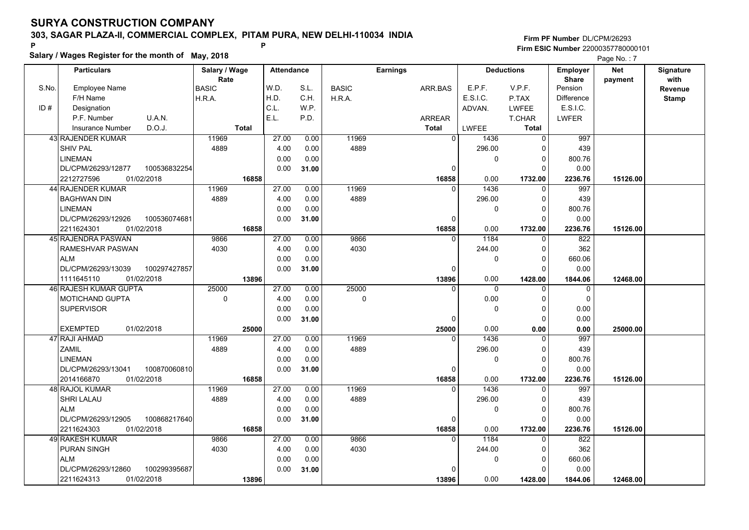# SURYA CONSTRUCTION COMPANY

**303, SAGAR PLAZA-II, COMMERCIAL COMPLEX, PITAM PURA, NEW DELHI-110034 INDIA**

**Firm PF Number** DL/CPM/26293
**Firm ESIC Number** 22000357780000101

**Salary / Wages Register for the month of May, 2018**

| S.No. / ID # | Employee Name / F/H Name / Designation / P.F. Number / U.A.N. / Insurance Number / D.O.J. | Salary / Wage Rate: BASIC / H.R.A. / Total | Attendance: W.D. / H.D. / C.L. / E.L. | Attendance: S.L. / C.H. / W.P. / P.D. | Earnings: BASIC / H.R.A. | Earnings: ARR.BAS / ARREAR / Total | Deductions: E.P.F. / E.S.I.C. / ADVAN. / LWFEE | Deductions: V.P.F. / P.TAX / LWFEE / T.CHAR / Total | Employer Share: Pension / Difference / E.S.I.C. / LWFER | Net payment | Signature with Revenue Stamp |
|---|---|---|---|---|---|---|---|---|---|---|---|
| 43 | RAJENDER KUMAR / SHIV PAL / LINEMAN / DL/CPM/26293/12877 / 100536832254 / 2212727596 / 01/02/2018 | 11969 / 4889 / 16858 | 27.00 / 4.00 / 0.00 / 0.00 | 0.00 / 0.00 / 0.00 / 31.00 | 11969 / 4889 | 0 / 0 / 16858 | 1436 / 296.00 / 0 / 0.00 | 0 / 0 / 0 / 0 / 1732.00 | 997 / 439 / 800.76 / 0.00 / 2236.76 | 15126.00 | |
| 44 | RAJENDER KUMAR / BAGHWAN DIN / LINEMAN / DL/CPM/26293/12926 / 100536074681 / 2211624301 / 01/02/2018 | 11969 / 4889 / 16858 | 27.00 / 4.00 / 0.00 / 0.00 | 0.00 / 0.00 / 0.00 / 31.00 | 11969 / 4889 | 0 / 0 / 16858 | 1436 / 296.00 / 0 / 0.00 | 0 / 0 / 0 / 0 / 1732.00 | 997 / 439 / 800.76 / 0.00 / 2236.76 | 15126.00 | |
| 45 | RAJENDRA PASWAN / RAMESHVAR PASWAN / ALM / DL/CPM/26293/13039 / 100297427857 / 1111645110 / 01/02/2018 | 9866 / 4030 / 13896 | 27.00 / 4.00 / 0.00 / 0.00 | 0.00 / 0.00 / 0.00 / 31.00 | 9866 / 4030 | 0 / 0 / 13896 | 1184 / 244.00 / 0 / 0.00 | 0 / 0 / 0 / 0 / 1428.00 | 822 / 362 / 660.06 / 0.00 / 1844.06 | 12468.00 | |
| 46 | RAJESH KUMAR GUPTA / MOTICHAND GUPTA / SUPERVISOR / EXEMPTED / 01/02/2018 | 25000 / 0 / 25000 | 27.00 / 4.00 / 0.00 / 0.00 | 0.00 / 0.00 / 0.00 / 31.00 | 25000 / 0 | 0 / 0 / 25000 | 0 / 0.00 / 0 / 0.00 | 0 / 0 / 0 / 0 / 0.00 | 0 / 0 / 0.00 / 0.00 / 0.00 | 25000.00 | |
| 47 | RAJI AHMAD / ZAMIL / LINEMAN / DL/CPM/26293/13041 / 100870060810 / 2014166870 / 01/02/2018 | 11969 / 4889 / 16858 | 27.00 / 4.00 / 0.00 / 0.00 | 0.00 / 0.00 / 0.00 / 31.00 | 11969 / 4889 | 0 / 0 / 16858 | 1436 / 296.00 / 0 / 0.00 | 0 / 0 / 0 / 0 / 1732.00 | 997 / 439 / 800.76 / 0.00 / 2236.76 | 15126.00 | |
| 48 | RAJOL KUMAR / SHRI LALAU / ALM / DL/CPM/26293/12905 / 100868217640 / 2211624303 / 01/02/2018 | 11969 / 4889 / 16858 | 27.00 / 4.00 / 0.00 / 0.00 | 0.00 / 0.00 / 0.00 / 31.00 | 11969 / 4889 | 0 / 0 / 16858 | 1436 / 296.00 / 0 / 0.00 | 0 / 0 / 0 / 0 / 1732.00 | 997 / 439 / 800.76 / 0.00 / 2236.76 | 15126.00 | |
| 49 | RAKESH KUMAR / PURAN SINGH / ALM / DL/CPM/26293/12860 / 100299395687 / 2211624313 / 01/02/2018 | 9866 / 4030 / 13896 | 27.00 / 4.00 / 0.00 / 0.00 | 0.00 / 0.00 / 0.00 / 31.00 | 9866 / 4030 | 0 / 0 / 13896 | 1184 / 244.00 / 0 / 0.00 | 0 / 0 / 0 / 0 / 1428.00 | 822 / 362 / 660.06 / 0.00 / 1844.06 | 12468.00 | |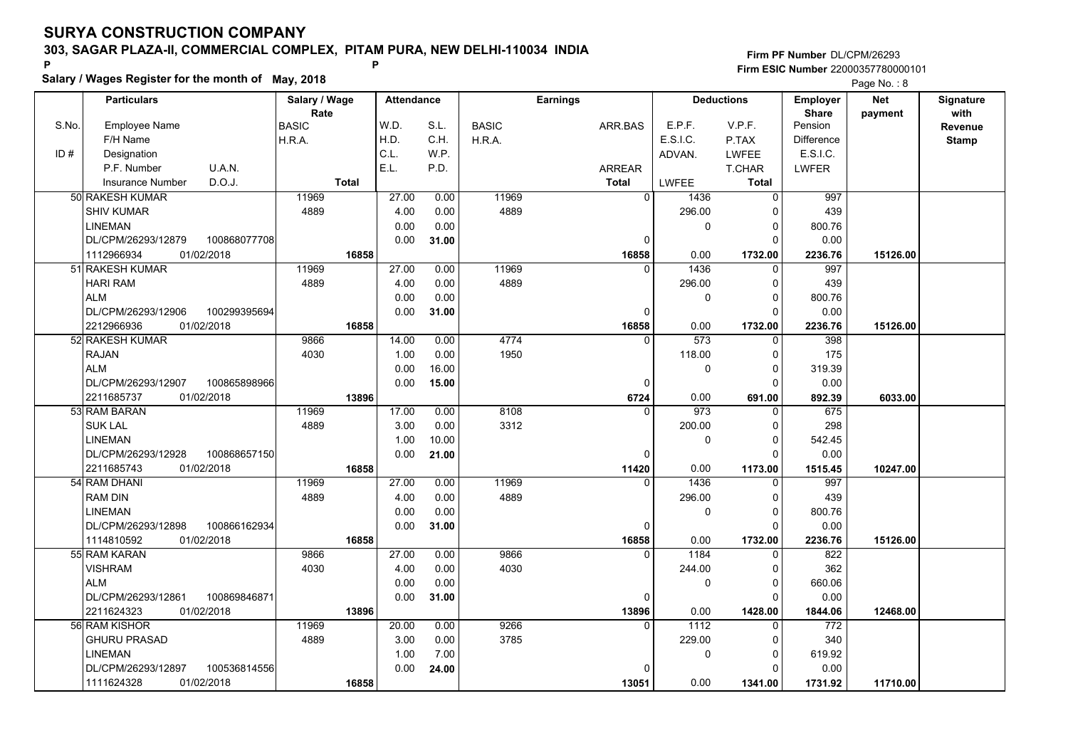# SURYA CONSTRUCTION COMPANY

## 303, SAGAR PLAZA-II, COMMERCIAL COMPLEX, PITAM PURA, NEW DELHI-110034 INDIA

**Firm PF Number** DL/CPM/26293

**Firm ESIC Number** 22000357780000101

**Salary / Wages Register for the month of May, 2018**

| S.No. / ID # | Employee Name / F/H Name / Designation / P.F. Number / U.A.N. / Insurance Number / D.O.J. | Salary / Wage Rate: BASIC / H.R.A. / Total | Attendance: W.D. / H.D. / C.L. / E.L. | Attendance: S.L. / C.H. / W.P. / P.D. | Earnings: BASIC / H.R.A. | Earnings: ARR.BAS / ARREAR / Total | Deductions: E.P.F. / E.S.I.C. / ADVAN. / LWFEE | Deductions: V.P.F. / P.TAX / LWFEE / T.CHAR / Total | Employer Share: Pension / Difference / E.S.I.C. / LWFER | Net payment | Signature with Revenue Stamp |
|---|---|---|---|---|---|---|---|---|---|---|---|
| 50 | RAKESH KUMAR / SHIV KUMAR / LINEMAN / DL/CPM/26293/12879 / 100868077708 / 1112966934 / 01/02/2018 | 11969 / 4889 / 16858 | 27.00 / 4.00 / 0.00 / 0.00 | 0.00 / 0.00 / 0.00 / 31.00 | 11969 / 4889 | 0 / 0 / 16858 | 1436 / 296.00 / 0 / 0.00 | 0 / 0 / 0 / 0 / 1732.00 | 997 / 439 / 800.76 / 0.00 / 2236.76 | 15126.00 | |
| 51 | RAKESH KUMAR / HARI RAM / ALM / DL/CPM/26293/12906 / 100299395694 / 2212966936 / 01/02/2018 | 11969 / 4889 / 16858 | 27.00 / 4.00 / 0.00 / 0.00 | 0.00 / 0.00 / 0.00 / 31.00 | 11969 / 4889 | 0 / 0 / 16858 | 1436 / 296.00 / 0 / 0.00 | 0 / 0 / 0 / 0 / 1732.00 | 997 / 439 / 800.76 / 0.00 / 2236.76 | 15126.00 | |
| 52 | RAKESH KUMAR / RAJAN / ALM / DL/CPM/26293/12907 / 100865898966 / 2211685737 / 01/02/2018 | 9866 / 4030 / 13896 | 14.00 / 1.00 / 0.00 / 0.00 | 0.00 / 0.00 / 16.00 / 15.00 | 4774 / 1950 | 0 / 0 / 6724 | 573 / 118.00 / 0 / 0.00 | 0 / 0 / 0 / 0 / 691.00 | 398 / 175 / 319.39 / 0.00 / 892.39 | 6033.00 | |
| 53 | RAM BARAN / SUK LAL / LINEMAN / DL/CPM/26293/12928 / 100868657150 / 2211685743 / 01/02/2018 | 11969 / 4889 / 16858 | 17.00 / 3.00 / 1.00 / 0.00 | 0.00 / 0.00 / 10.00 / 21.00 | 8108 / 3312 | 0 / 0 / 11420 | 973 / 200.00 / 0 / 0.00 | 0 / 0 / 0 / 0 / 1173.00 | 675 / 298 / 542.45 / 0.00 / 1515.45 | 10247.00 | |
| 54 | RAM DHANI / RAM DIN / LINEMAN / DL/CPM/26293/12898 / 100866162934 / 1114810592 / 01/02/2018 | 11969 / 4889 / 16858 | 27.00 / 4.00 / 0.00 / 0.00 | 0.00 / 0.00 / 0.00 / 31.00 | 11969 / 4889 | 0 / 0 / 16858 | 1436 / 296.00 / 0 / 0.00 | 0 / 0 / 0 / 0 / 1732.00 | 997 / 439 / 800.76 / 0.00 / 2236.76 | 15126.00 | |
| 55 | RAM KARAN / VISHRAM / ALM / DL/CPM/26293/12861 / 100869846871 / 2211624323 / 01/02/2018 | 9866 / 4030 / 13896 | 27.00 / 4.00 / 0.00 / 0.00 | 0.00 / 0.00 / 0.00 / 31.00 | 9866 / 4030 | 0 / 0 / 13896 | 1184 / 244.00 / 0 / 0.00 | 0 / 0 / 0 / 0 / 1428.00 | 822 / 362 / 660.06 / 0.00 / 1844.06 | 12468.00 | |
| 56 | RAM KISHOR / GHURU PRASAD / LINEMAN / DL/CPM/26293/12897 / 100536814556 / 1111624328 / 01/02/2018 | 11969 / 4889 / 16858 | 20.00 / 3.00 / 1.00 / 0.00 | 0.00 / 0.00 / 7.00 / 24.00 | 9266 / 3785 | 0 / 0 / 13051 | 1112 / 229.00 / 0 / 0.00 | 0 / 0 / 0 / 0 / 1341.00 | 772 / 340 / 619.92 / 0.00 / 1731.92 | 11710.00 | |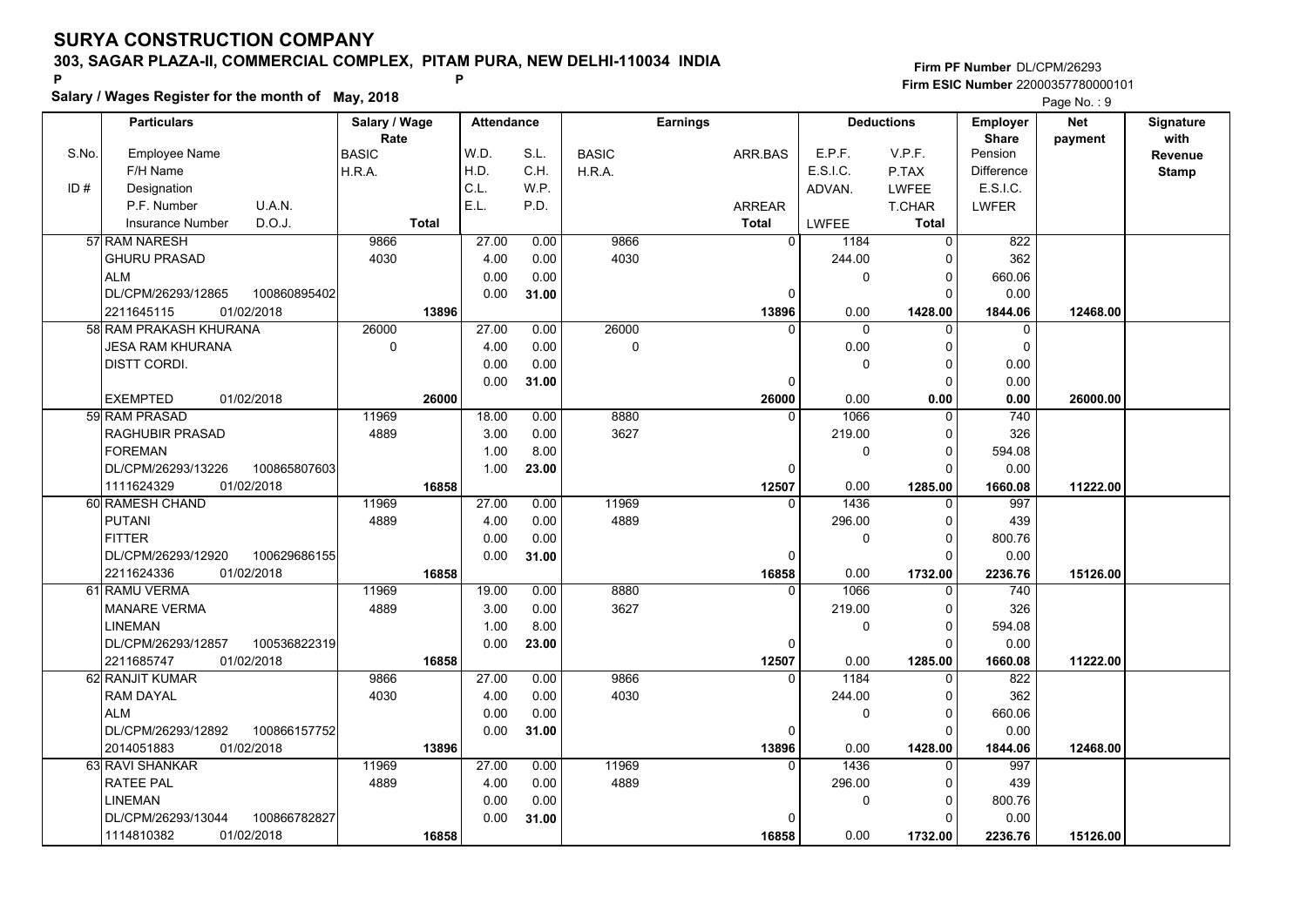# SURYA CONSTRUCTION COMPANY

## 303, SAGAR PLAZA-II, COMMERCIAL COMPLEX, PITAM PURA, NEW DELHI-110034 INDIA

**Salary / Wages Register for the month of May, 2018**

Firm PF Number DL/CPM/26293
Firm ESIC Number 22000357780000101

| S.No. / ID # | Particulars (Employee Name / F/H Name / Designation / P.F. Number, U.A.N. / Insurance Number, D.O.J.) | Salary / Wage Rate (BASIC / H.R.A. / Total) | Attendance (W.D. / H.D. / C.L. / E.L.) | Attendance (S.L. / C.H. / W.P. / P.D.) | Earnings (BASIC / H.R.A.) | Earnings (ARR.BAS / ARREAR / Total) | Deductions (E.P.F. / E.S.I.C. / ADVAN. / LWFEE) | Deductions (V.P.F. / P.TAX / LWFEE / T.CHAR / Total) | Employer Share (Pension / Difference / E.S.I.C. / LWFER) | Net payment | Signature with Revenue Stamp |
|---|---|---|---|---|---|---|---|---|---|---|---|
| 57 | RAM NARESH<br>GHURU PRASAD<br>ALM<br>DL/CPM/26293/12865 100860895402<br>2211645115 01/02/2018 | 9866<br>4030<br>13896 | 27.00<br>4.00<br>0.00<br>0.00 | 0.00<br>0.00<br>0.00<br>31.00 | 9866<br>4030 | 0<br>0<br>13896 | 1184<br>244.00<br>0<br>0.00 | 0<br>0<br>0<br>0<br>1428.00 | 822<br>362<br>660.06<br>0.00<br>1844.06 | 12468.00 | |
| 58 | RAM PRAKASH KHURANA<br>JESA RAM KHURANA<br>DISTT CORDI.<br><br>EXEMPTED 01/02/2018 | 26000<br>0<br>26000 | 27.00<br>4.00<br>0.00<br>0.00 | 0.00<br>0.00<br>0.00<br>31.00 | 26000<br>0 | 0<br>0<br>26000 | 0<br>0.00<br>0<br>0.00 | 0<br>0<br>0<br>0<br>0.00 | 0<br>0<br>0.00<br>0.00<br>0.00 | 26000.00 | |
| 59 | RAM PRASAD<br>RAGHUBIR PRASAD<br>FOREMAN<br>DL/CPM/26293/13226 100865807603<br>1111624329 01/02/2018 | 11969<br>4889<br>16858 | 18.00<br>3.00<br>1.00<br>1.00 | 0.00<br>0.00<br>8.00<br>23.00 | 8880<br>3627 | 0<br>0<br>12507 | 1066<br>219.00<br>0<br>0.00 | 0<br>0<br>0<br>0<br>1285.00 | 740<br>326<br>594.08<br>0.00<br>1660.08 | 11222.00 | |
| 60 | RAMESH CHAND<br>PUTANI<br>FITTER<br>DL/CPM/26293/12920 100629686155<br>2211624336 01/02/2018 | 11969<br>4889<br>16858 | 27.00<br>4.00<br>0.00<br>0.00 | 0.00<br>0.00<br>0.00<br>31.00 | 11969<br>4889 | 0<br>0<br>16858 | 1436<br>296.00<br>0<br>0.00 | 0<br>0<br>0<br>0<br>1732.00 | 997<br>439<br>800.76<br>0.00<br>2236.76 | 15126.00 | |
| 61 | RAMU VERMA<br>MANARE VERMA<br>LINEMAN<br>DL/CPM/26293/12857 100536822319<br>2211685747 01/02/2018 | 11969<br>4889<br>16858 | 19.00<br>3.00<br>1.00<br>0.00 | 0.00<br>0.00<br>8.00<br>23.00 | 8880<br>3627 | 0<br>0<br>12507 | 1066<br>219.00<br>0<br>0.00 | 0<br>0<br>0<br>0<br>1285.00 | 740<br>326<br>594.08<br>0.00<br>1660.08 | 11222.00 | |
| 62 | RANJIT KUMAR<br>RAM DAYAL<br>ALM<br>DL/CPM/26293/12892 100866157752<br>2014051883 01/02/2018 | 9866<br>4030<br>13896 | 27.00<br>4.00<br>0.00<br>0.00 | 0.00<br>0.00<br>0.00<br>31.00 | 9866<br>4030 | 0<br>0<br>13896 | 1184<br>244.00<br>0<br>0.00 | 0<br>0<br>0<br>0<br>1428.00 | 822<br>362<br>660.06<br>0.00<br>1844.06 | 12468.00 | |
| 63 | RAVI SHANKAR<br>RATEE PAL<br>LINEMAN<br>DL/CPM/26293/13044 100866782827<br>1114810382 01/02/2018 | 11969<br>4889<br>16858 | 27.00<br>4.00<br>0.00<br>0.00 | 0.00<br>0.00<br>0.00<br>31.00 | 11969<br>4889 | 0<br>0<br>16858 | 1436<br>296.00<br>0<br>0.00 | 0<br>0<br>0<br>0<br>1732.00 | 997<br>439<br>800.76<br>0.00<br>2236.76 | 15126.00 | |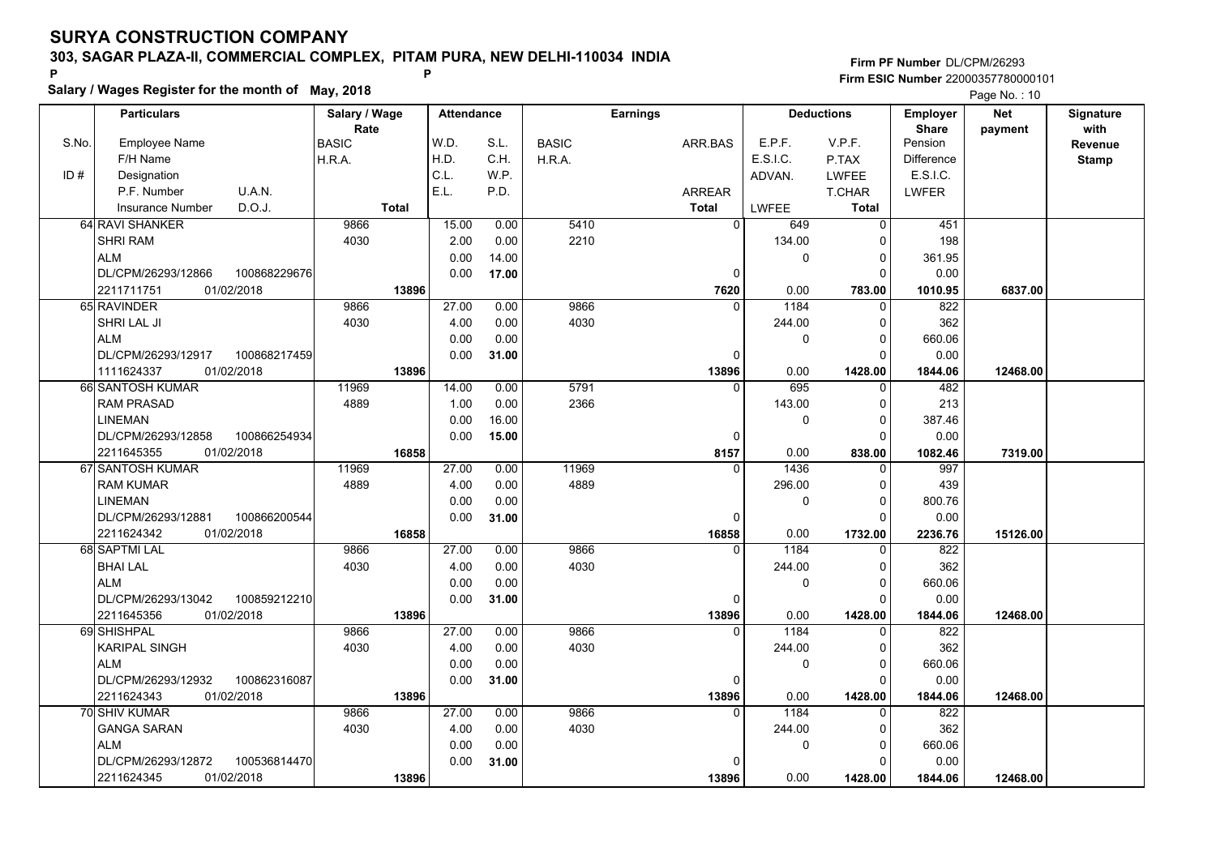# SURYA CONSTRUCTION COMPANY

**303, SAGAR PLAZA-II, COMMERCIAL COMPLEX, PITAM PURA, NEW DELHI-110034 INDIA**

**P** **P**

**Salary / Wages Register for the month of May, 2018**

**Firm PF Number** DL/CPM/26293
**Firm ESIC Number** 22000357780000101

| S.No. / ID # | Employee Name / F/H Name / Designation / P.F. Number / U.A.N. / Insurance Number / D.O.J. | Salary / Wage Rate: BASIC / H.R.A. / Total | Attendance: W.D. / H.D. / C.L. / E.L. | Attendance: S.L. / C.H. / W.P. / P.D. | Earnings: BASIC / H.R.A. | Earnings: ARR.BAS / ARREAR / Total | Deductions: E.P.F. / E.S.I.C. / ADVAN. / LWFEE | Deductions: V.P.F. / P.TAX / LWFEE / T.CHAR / Total | Employer Share: Pension / Difference / E.S.I.C. / LWFER | Net payment | Signature with Revenue Stamp |
|---|---|---|---|---|---|---|---|---|---|---|---|
| 64 | RAVI SHANKER / SHRI RAM / ALM / DL/CPM/26293/12866 / 100868229676 / 2211711751 / 01/02/2018 | 9866 / 4030 / 13896 | 15.00 / 2.00 / 0.00 / 0.00 | 0.00 / 0.00 / 14.00 / 17.00 | 5410 / 2210 | 0 / 0 / 7620 | 649 / 134.00 / 0 / 0.00 | 0 / 0 / 0 / 0 / 783.00 | 451 / 198 / 361.95 / 0.00 / 1010.95 | 6837.00 | |
| 65 | RAVINDER / SHRI LAL JI / ALM / DL/CPM/26293/12917 / 100868217459 / 1111624337 / 01/02/2018 | 9866 / 4030 / 13896 | 27.00 / 4.00 / 0.00 / 0.00 | 0.00 / 0.00 / 0.00 / 31.00 | 9866 / 4030 | 0 / 0 / 13896 | 1184 / 244.00 / 0 / 0.00 | 0 / 0 / 0 / 0 / 1428.00 | 822 / 362 / 660.06 / 0.00 / 1844.06 | 12468.00 | |
| 66 | SANTOSH KUMAR / RAM PRASAD / LINEMAN / DL/CPM/26293/12858 / 100866254934 / 2211645355 / 01/02/2018 | 11969 / 4889 / 16858 | 14.00 / 1.00 / 0.00 / 0.00 | 0.00 / 0.00 / 16.00 / 15.00 | 5791 / 2366 | 0 / 0 / 8157 | 695 / 143.00 / 0 / 0.00 | 0 / 0 / 0 / 0 / 838.00 | 482 / 213 / 387.46 / 0.00 / 1082.46 | 7319.00 | |
| 67 | SANTOSH KUMAR / RAM KUMAR / LINEMAN / DL/CPM/26293/12881 / 100866200544 / 2211624342 / 01/02/2018 | 11969 / 4889 / 16858 | 27.00 / 4.00 / 0.00 / 0.00 | 0.00 / 0.00 / 0.00 / 31.00 | 11969 / 4889 | 0 / 0 / 16858 | 1436 / 296.00 / 0 / 0.00 | 0 / 0 / 0 / 0 / 1732.00 | 997 / 439 / 800.76 / 0.00 / 2236.76 | 15126.00 | |
| 68 | SAPTMI LAL / BHAI LAL / ALM / DL/CPM/26293/13042 / 100859212210 / 2211645356 / 01/02/2018 | 9866 / 4030 / 13896 | 27.00 / 4.00 / 0.00 / 0.00 | 0.00 / 0.00 / 0.00 / 31.00 | 9866 / 4030 | 0 / 0 / 13896 | 1184 / 244.00 / 0 / 0.00 | 0 / 0 / 0 / 0 / 1428.00 | 822 / 362 / 660.06 / 0.00 / 1844.06 | 12468.00 | |
| 69 | SHISHPAL / KARIPAL SINGH / ALM / DL/CPM/26293/12932 / 100862316087 / 2211624343 / 01/02/2018 | 9866 / 4030 / 13896 | 27.00 / 4.00 / 0.00 / 0.00 | 0.00 / 0.00 / 0.00 / 31.00 | 9866 / 4030 | 0 / 0 / 13896 | 1184 / 244.00 / 0 / 0.00 | 0 / 0 / 0 / 0 / 1428.00 | 822 / 362 / 660.06 / 0.00 / 1844.06 | 12468.00 | |
| 70 | SHIV KUMAR / GANGA SARAN / ALM / DL/CPM/26293/12872 / 100536814470 / 2211624345 / 01/02/2018 | 9866 / 4030 / 13896 | 27.00 / 4.00 / 0.00 / 0.00 | 0.00 / 0.00 / 0.00 / 31.00 | 9866 / 4030 | 0 / 0 / 13896 | 1184 / 244.00 / 0 / 0.00 | 0 / 0 / 0 / 0 / 1428.00 | 822 / 362 / 660.06 / 0.00 / 1844.06 | 12468.00 | |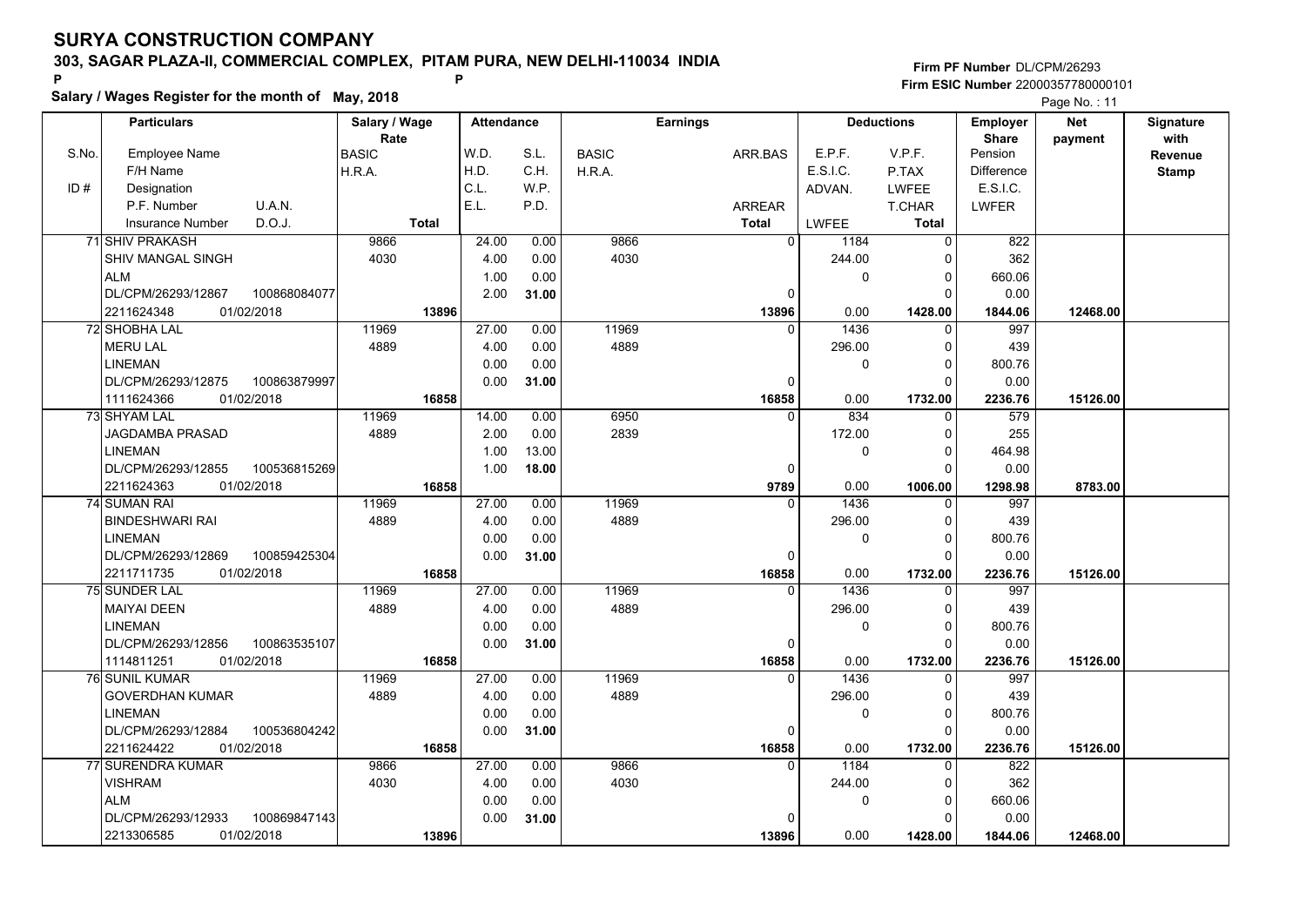# SURYA CONSTRUCTION COMPANY

## 303, SAGAR PLAZA-II, COMMERCIAL COMPLEX, PITAM PURA, NEW DELHI-110034 INDIA

**Firm PF Number** DL/CPM/26293

**Firm ESIC Number** 22000357780000101

**Salary / Wages Register for the month of May, 2018**

Page No. : 11

| S.No. / ID # | Employee Name / F/H Name / Designation / P.F. Number / U.A.N. / Insurance Number / D.O.J. | Salary / Wage Rate: BASIC / H.R.A. / Total | Attendance: W.D. / H.D. / C.L. / E.L. | Attendance: S.L. / C.H. / W.P. / P.D. | Earnings: BASIC / H.R.A. | Earnings: ARR.BAS / ARREAR / Total | Deductions: E.P.F. / E.S.I.C. / ADVAN. / LWFEE | Deductions: V.P.F. / P.TAX / LWFEE / T.CHAR / Total | Employer Share: Pension / Difference / E.S.I.C. / LWFER | Net payment | Signature with Revenue Stamp |
|---|---|---|---|---|---|---|---|---|---|---|---|
| 71 | SHIV PRAKASH / SHIV MANGAL SINGH / ALM / DL/CPM/26293/12867 / 100868084077 / 2211624348 / 01/02/2018 | 9866 / 4030 / 13896 | 24.00 / 4.00 / 1.00 / 2.00 | 0.00 / 0.00 / 0.00 / 31.00 | 9866 / 4030 | 0 / 0 / 13896 | 1184 / 244.00 / 0 / 0.00 | 0 / 0 / 0 / 0 / 1428.00 | 822 / 362 / 660.06 / 0.00 / 1844.06 | 12468.00 | |
| 72 | SHOBHA LAL / MERU LAL / LINEMAN / DL/CPM/26293/12875 / 100863879997 / 1111624366 / 01/02/2018 | 11969 / 4889 / 16858 | 27.00 / 4.00 / 0.00 / 0.00 | 0.00 / 0.00 / 0.00 / 31.00 | 11969 / 4889 | 0 / 0 / 16858 | 1436 / 296.00 / 0 / 0.00 | 0 / 0 / 0 / 0 / 1732.00 | 997 / 439 / 800.76 / 0.00 / 2236.76 | 15126.00 | |
| 73 | SHYAM LAL / JAGDAMBA PRASAD / LINEMAN / DL/CPM/26293/12855 / 100536815269 / 2211624363 / 01/02/2018 | 11969 / 4889 / 16858 | 14.00 / 2.00 / 1.00 / 1.00 | 0.00 / 0.00 / 13.00 / 18.00 | 6950 / 2839 | 0 / 0 / 9789 | 834 / 172.00 / 0 / 0.00 | 0 / 0 / 0 / 0 / 1006.00 | 579 / 255 / 464.98 / 0.00 / 1298.98 | 8783.00 | |
| 74 | SUMAN RAI / BINDESHWARI RAI / LINEMAN / DL/CPM/26293/12869 / 100859425304 / 2211711735 / 01/02/2018 | 11969 / 4889 / 16858 | 27.00 / 4.00 / 0.00 / 0.00 | 0.00 / 0.00 / 0.00 / 31.00 | 11969 / 4889 | 0 / 0 / 16858 | 1436 / 296.00 / 0 / 0.00 | 0 / 0 / 0 / 0 / 1732.00 | 997 / 439 / 800.76 / 0.00 / 2236.76 | 15126.00 | |
| 75 | SUNDER LAL / MAIYAI DEEN / LINEMAN / DL/CPM/26293/12856 / 100863535107 / 1114811251 / 01/02/2018 | 11969 / 4889 / 16858 | 27.00 / 4.00 / 0.00 / 0.00 | 0.00 / 0.00 / 0.00 / 31.00 | 11969 / 4889 | 0 / 0 / 16858 | 1436 / 296.00 / 0 / 0.00 | 0 / 0 / 0 / 0 / 1732.00 | 997 / 439 / 800.76 / 0.00 / 2236.76 | 15126.00 | |
| 76 | SUNIL KUMAR / GOVERDHAN KUMAR / LINEMAN / DL/CPM/26293/12884 / 100536804242 / 2211624422 / 01/02/2018 | 11969 / 4889 / 16858 | 27.00 / 4.00 / 0.00 / 0.00 | 0.00 / 0.00 / 0.00 / 31.00 | 11969 / 4889 | 0 / 0 / 16858 | 1436 / 296.00 / 0 / 0.00 | 0 / 0 / 0 / 0 / 1732.00 | 997 / 439 / 800.76 / 0.00 / 2236.76 | 15126.00 | |
| 77 | SURENDRA KUMAR / VISHRAM / ALM / DL/CPM/26293/12933 / 100869847143 / 2213306585 / 01/02/2018 | 9866 / 4030 / 13896 | 27.00 / 4.00 / 0.00 / 0.00 | 0.00 / 0.00 / 0.00 / 31.00 | 9866 / 4030 | 0 / 0 / 13896 | 1184 / 244.00 / 0 / 0.00 | 0 / 0 / 0 / 0 / 1428.00 | 822 / 362 / 660.06 / 0.00 / 1844.06 | 12468.00 | |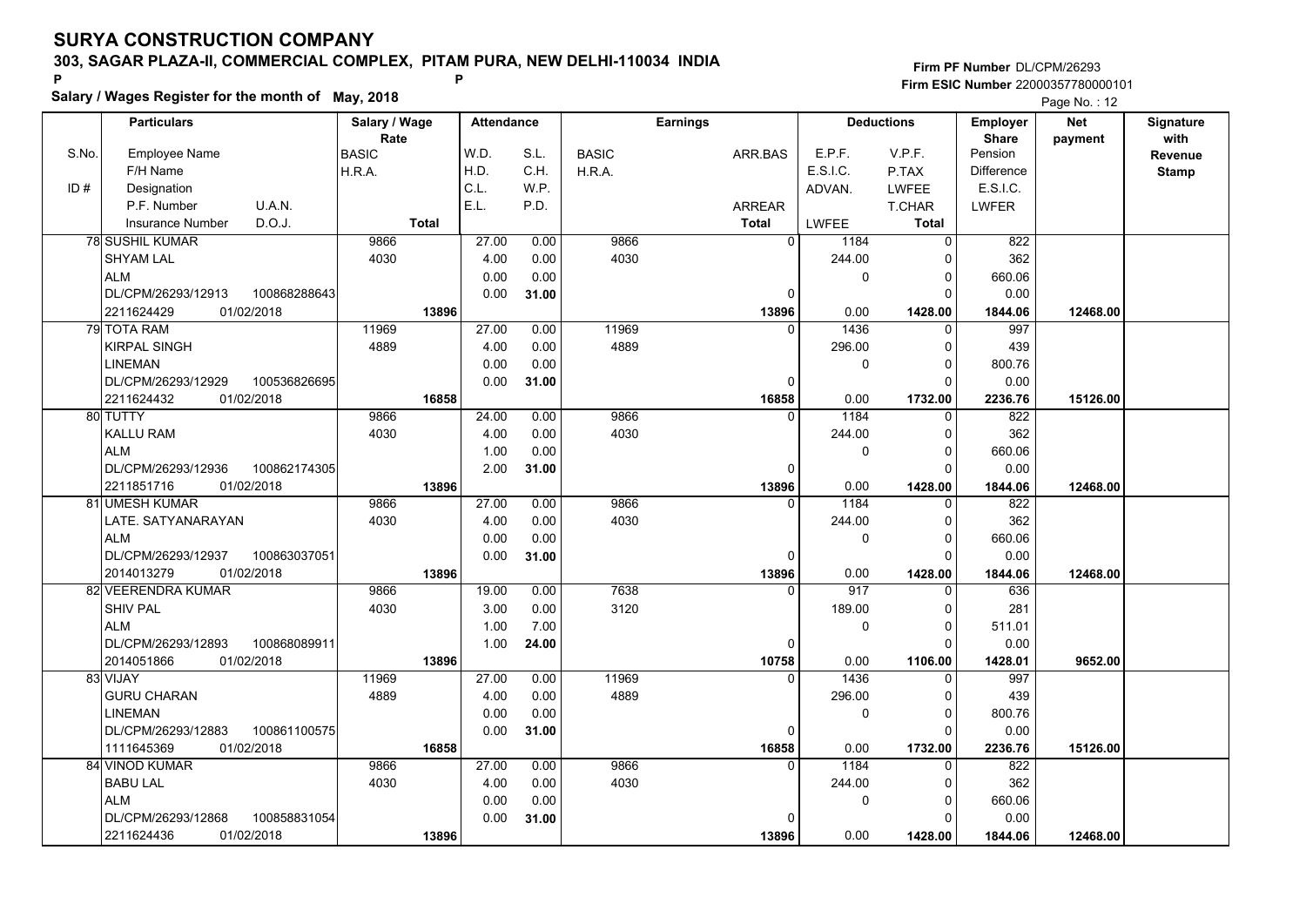# SURYA CONSTRUCTION COMPANY

## 303, SAGAR PLAZA-II, COMMERCIAL COMPLEX, PITAM PURA, NEW DELHI-110034 INDIA

P P

**Salary / Wages Register for the month of May, 2018**

Firm PF Number DL/CPM/26293
Firm ESIC Number 22000357780000101

| S.No. / ID # | Particulars: Employee Name / F/H Name / Designation / P.F. Number U.A.N. / Insurance Number D.O.J. | Salary / Wage Rate: BASIC / H.R.A. / Total | Attendance: W.D. / H.D. / C.L. / E.L. | Attendance: S.L. / C.H. / W.P. / P.D. | Earnings: BASIC / H.R.A. | Earnings: ARR.BAS / ARREAR / Total | Deductions: E.P.F. / E.S.I.C. / ADVAN. / LWFEE | Deductions: V.P.F. / P.TAX / LWFEE / T.CHAR / Total | Employer Share: Pension / Difference / E.S.I.C. / LWFER | Net payment | Signature with Revenue Stamp |
|---|---|---|---|---|---|---|---|---|---|---|---|
| 78 | SUSHIL KUMAR | 9866 | 27.00 | 0.00 | 9866 | 0 | 1184 | 0 | 822 | | |
| | SHYAM LAL | 4030 | 4.00 | 0.00 | 4030 | | 244.00 | 0 | 362 | | |
| | ALM | | 0.00 | 0.00 | | | 0 | 0 | 660.06 | | |
| | DL/CPM/26293/12913 100868288643 | | 0.00 | 31.00 | | 0 | | 0 | 0.00 | | |
| | 2211624429 01/02/2018 | 13896 | | | | 13896 | 0.00 | 1428.00 | 1844.06 | 12468.00 | |
| 79 | TOTA RAM | 11969 | 27.00 | 0.00 | 11969 | 0 | 1436 | 0 | 997 | | |
| | KIRPAL SINGH | 4889 | 4.00 | 0.00 | 4889 | | 296.00 | 0 | 439 | | |
| | LINEMAN | | 0.00 | 0.00 | | | 0 | 0 | 800.76 | | |
| | DL/CPM/26293/12929 100536826695 | | 0.00 | 31.00 | | 0 | | 0 | 0.00 | | |
| | 2211624432 01/02/2018 | 16858 | | | | 16858 | 0.00 | 1732.00 | 2236.76 | 15126.00 | |
| 80 | TUTTY | 9866 | 24.00 | 0.00 | 9866 | 0 | 1184 | 0 | 822 | | |
| | KALLU RAM | 4030 | 4.00 | 0.00 | 4030 | | 244.00 | 0 | 362 | | |
| | ALM | | 1.00 | 0.00 | | | 0 | 0 | 660.06 | | |
| | DL/CPM/26293/12936 100862174305 | | 2.00 | 31.00 | | 0 | | 0 | 0.00 | | |
| | 2211851716 01/02/2018 | 13896 | | | | 13896 | 0.00 | 1428.00 | 1844.06 | 12468.00 | |
| 81 | UMESH KUMAR | 9866 | 27.00 | 0.00 | 9866 | 0 | 1184 | 0 | 822 | | |
| | LATE. SATYANARAYAN | 4030 | 4.00 | 0.00 | 4030 | | 244.00 | 0 | 362 | | |
| | ALM | | 0.00 | 0.00 | | | 0 | 0 | 660.06 | | |
| | DL/CPM/26293/12937 100863037051 | | 0.00 | 31.00 | | 0 | | 0 | 0.00 | | |
| | 2014013279 01/02/2018 | 13896 | | | | 13896 | 0.00 | 1428.00 | 1844.06 | 12468.00 | |
| 82 | VEERENDRA KUMAR | 9866 | 19.00 | 0.00 | 7638 | 0 | 917 | 0 | 636 | | |
| | SHIV PAL | 4030 | 3.00 | 0.00 | 3120 | | 189.00 | 0 | 281 | | |
| | ALM | | 1.00 | 7.00 | | | 0 | 0 | 511.01 | | |
| | DL/CPM/26293/12893 100868089911 | | 1.00 | 24.00 | | 0 | | 0 | 0.00 | | |
| | 2014051866 01/02/2018 | 13896 | | | | 10758 | 0.00 | 1106.00 | 1428.01 | 9652.00 | |
| 83 | VIJAY | 11969 | 27.00 | 0.00 | 11969 | 0 | 1436 | 0 | 997 | | |
| | GURU CHARAN | 4889 | 4.00 | 0.00 | 4889 | | 296.00 | 0 | 439 | | |
| | LINEMAN | | 0.00 | 0.00 | | | 0 | 0 | 800.76 | | |
| | DL/CPM/26293/12883 100861100575 | | 0.00 | 31.00 | | 0 | | 0 | 0.00 | | |
| | 1111645369 01/02/2018 | 16858 | | | | 16858 | 0.00 | 1732.00 | 2236.76 | 15126.00 | |
| 84 | VINOD KUMAR | 9866 | 27.00 | 0.00 | 9866 | 0 | 1184 | 0 | 822 | | |
| | BABU LAL | 4030 | 4.00 | 0.00 | 4030 | | 244.00 | 0 | 362 | | |
| | ALM | | 0.00 | 0.00 | | | 0 | 0 | 660.06 | | |
| | DL/CPM/26293/12868 100858831054 | | 0.00 | 31.00 | | 0 | | 0 | 0.00 | | |
| | 2211624436 01/02/2018 | 13896 | | | | 13896 | 0.00 | 1428.00 | 1844.06 | 12468.00 | |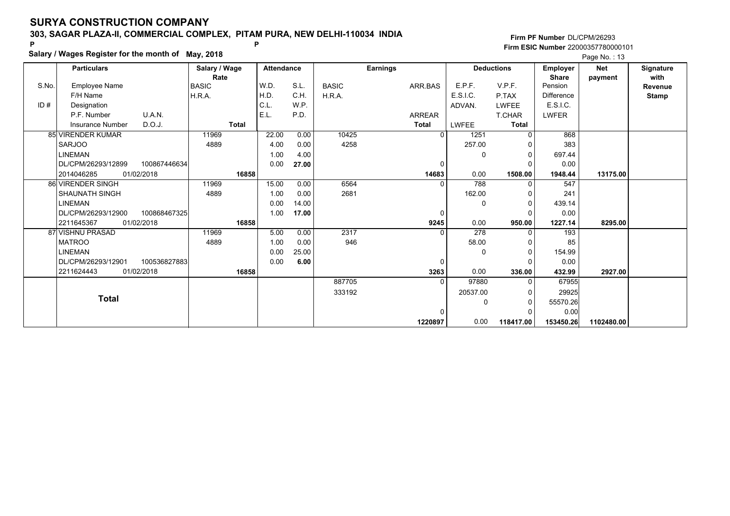# SURYA CONSTRUCTION COMPANY

**303, SAGAR PLAZA-II, COMMERCIAL COMPLEX, PITAM PURA, NEW DELHI-110034 INDIA**

P P

**Salary / Wages Register for the month of May, 2018**

**Firm PF Number** DL/CPM/26293
**Firm ESIC Number** 22000357780000101

Page No. : 13

| S.No. / ID # | Particulars: Employee Name / F/H Name / Designation / P.F. Number, U.A.N. / Insurance Number, D.O.J. | Salary / Wage Rate: BASIC / H.R.A. / Total | Attendance: W.D. / H.D. / C.L. / E.L. | Attendance: S.L. / C.H. / W.P. / P.D. | Earnings: BASIC / H.R.A. | Earnings: ARR.BAS / ARREAR / Total | Deductions: E.P.F. / E.S.I.C. / ADVAN. / LWFEE | Deductions: V.P.F. / P.TAX / LWFEE / T.CHAR / Total | Employer Share: Pension / Difference / E.S.I.C. / LWFER | Net payment | Signature with Revenue Stamp |
|---|---|---|---|---|---|---|---|---|---|---|---|
| 85 | VIRENDER KUMAR | 11969 | 22.00 | 0.00 | 10425 | 0 | 1251 | 0 | 868 | | |
| | SARJOO | 4889 | 4.00 | 0.00 | 4258 | | 257.00 | 0 | 383 | | |
| | LINEMAN | | 1.00 | 4.00 | | | 0 | 0 | 697.44 | | |
| | DL/CPM/26293/12899 100867446634 | | 0.00 | **27.00** | | 0 | | 0 | 0.00 | | |
| | 2014046285 01/02/2018 | **16858** | | | | **14683** | 0.00 | **1508.00** | **1948.44** | **13175.00** | |
| 86 | VIRENDER SINGH | 11969 | 15.00 | 0.00 | 6564 | 0 | 788 | 0 | 547 | | |
| | SHAUNATH SINGH | 4889 | 1.00 | 0.00 | 2681 | | 162.00 | 0 | 241 | | |
| | LINEMAN | | 0.00 | 14.00 | | | 0 | 0 | 439.14 | | |
| | DL/CPM/26293/12900 100868467325 | | 1.00 | **17.00** | | 0 | | 0 | 0.00 | | |
| | 2211645367 01/02/2018 | **16858** | | | | **9245** | 0.00 | **950.00** | **1227.14** | **8295.00** | |
| 87 | VISHNU PRASAD | 11969 | 5.00 | 0.00 | 2317 | 0 | 278 | 0 | 193 | | |
| | MATROO | 4889 | 1.00 | 0.00 | 946 | | 58.00 | 0 | 85 | | |
| | LINEMAN | | 0.00 | 25.00 | | | 0 | 0 | 154.99 | | |
| | DL/CPM/26293/12901 100536827883 | | 0.00 | **6.00** | | 0 | | 0 | 0.00 | | |
| | 2211624443 01/02/2018 | **16858** | | | | **3263** | 0.00 | **336.00** | **432.99** | **2927.00** | |
| | **Total** | | | | 887705 | 0 | 97880 | 0 | 67955 | | |
| | | | | | 333192 | | 20537.00 | 0 | 29925 | | |
| | | | | | | | 0 | 0 | 55570.26 | | |
| | | | | | | 0 | | 0 | 0.00 | | |
| | | | | | | **1220897** | 0.00 | **118417.00** | **153450.26** | **1102480.00** | |